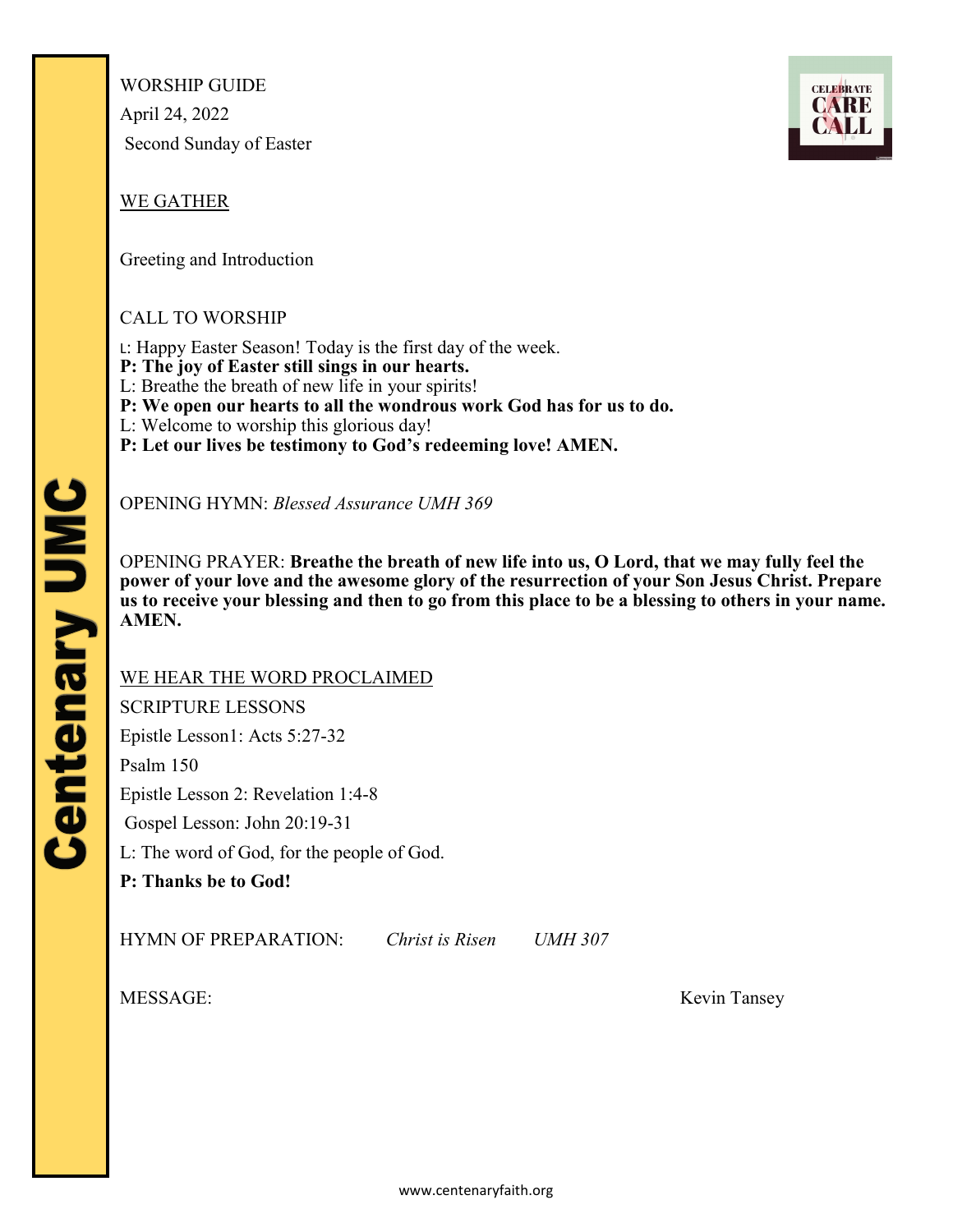WORSHIP GUIDE

April 24, 2022

Second Sunday of Easter

## WE GATHER

Greeting and Introduction

CALL TO WORSHIP

L: Happy Easter Season! Today is the first day of the week.
**P: The joy of Easter still sings in our hearts.**
L: Breathe the breath of new life in your spirits!
**P: We open our hearts to all the wondrous work God has for us to do.**
L: Welcome to worship this glorious day!
**P: Let our lives be testimony to God's redeeming love! AMEN.**

OPENING HYMN: *Blessed Assurance UMH 369*

OPENING PRAYER: **Breathe the breath of new life into us, O Lord, that we may fully feel the power of your love and the awesome glory of the resurrection of your Son Jesus Christ. Prepare us to receive your blessing and then to go from this place to be a blessing to others in your name. AMEN.**

## WE HEAR THE WORD PROCLAIMED

SCRIPTURE LESSONS

Epistle Lesson1: Acts 5:27-32

Psalm 150

Epistle Lesson 2: Revelation 1:4-8

Gospel Lesson: John 20:19-31

L: The word of God, for the people of God.

**P: Thanks be to God!**

HYMN OF PREPARATION: *Christ is Risen* *UMH 307*

MESSAGE: Kevin Tansey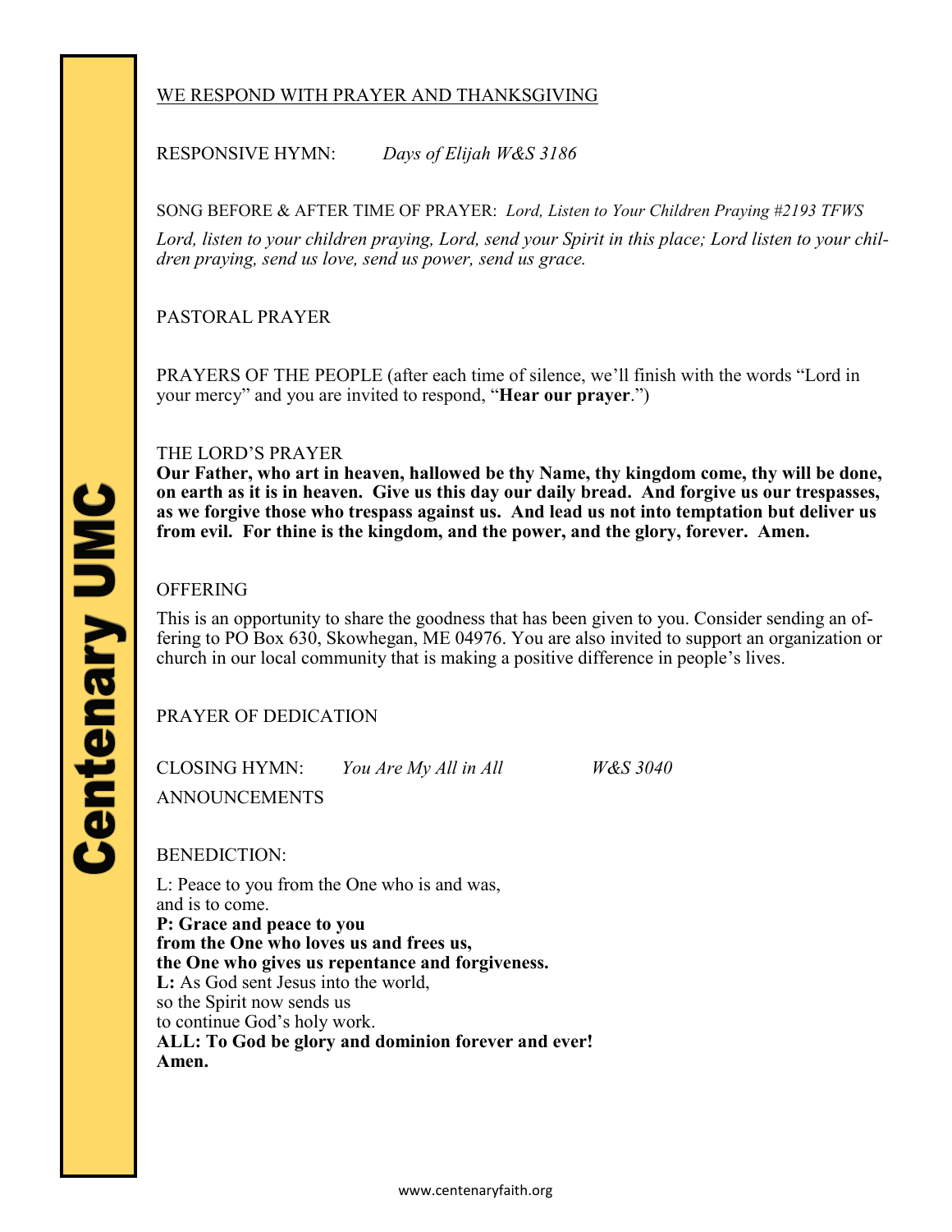## WE RESPOND WITH PRAYER AND THANKSGIVING

RESPONSIVE HYMN: *Days of Elijah W&S 3186*

SONG BEFORE & AFTER TIME OF PRAYER: *Lord, Listen to Your Children Praying #2193 TFWS*

*Lord, listen to your children praying, Lord, send your Spirit in this place; Lord listen to your children praying, send us love, send us power, send us grace.*

PASTORAL PRAYER

PRAYERS OF THE PEOPLE (after each time of silence, we'll finish with the words "Lord in your mercy" and you are invited to respond, "**Hear our prayer**.")

THE LORD'S PRAYER

**Our Father, who art in heaven, hallowed be thy Name, thy kingdom come, thy will be done, on earth as it is in heaven. Give us this day our daily bread. And forgive us our trespasses, as we forgive those who trespass against us. And lead us not into temptation but deliver us from evil. For thine is the kingdom, and the power, and the glory, forever. Amen.**

OFFERING

This is an opportunity to share the goodness that has been given to you. Consider sending an offering to PO Box 630, Skowhegan, ME 04976. You are also invited to support an organization or church in our local community that is making a positive difference in people's lives.

PRAYER OF DEDICATION

CLOSING HYMN: *You Are My All in All* *W&S 3040*

ANNOUNCEMENTS

BENEDICTION:

L: Peace to you from the One who is and was,
and is to come.
**P: Grace and peace to you**
**from the One who loves us and frees us,**
**the One who gives us repentance and forgiveness.**
**L:** As God sent Jesus into the world,
so the Spirit now sends us
to continue God's holy work.
**ALL: To God be glory and dominion forever and ever!**
**Amen.**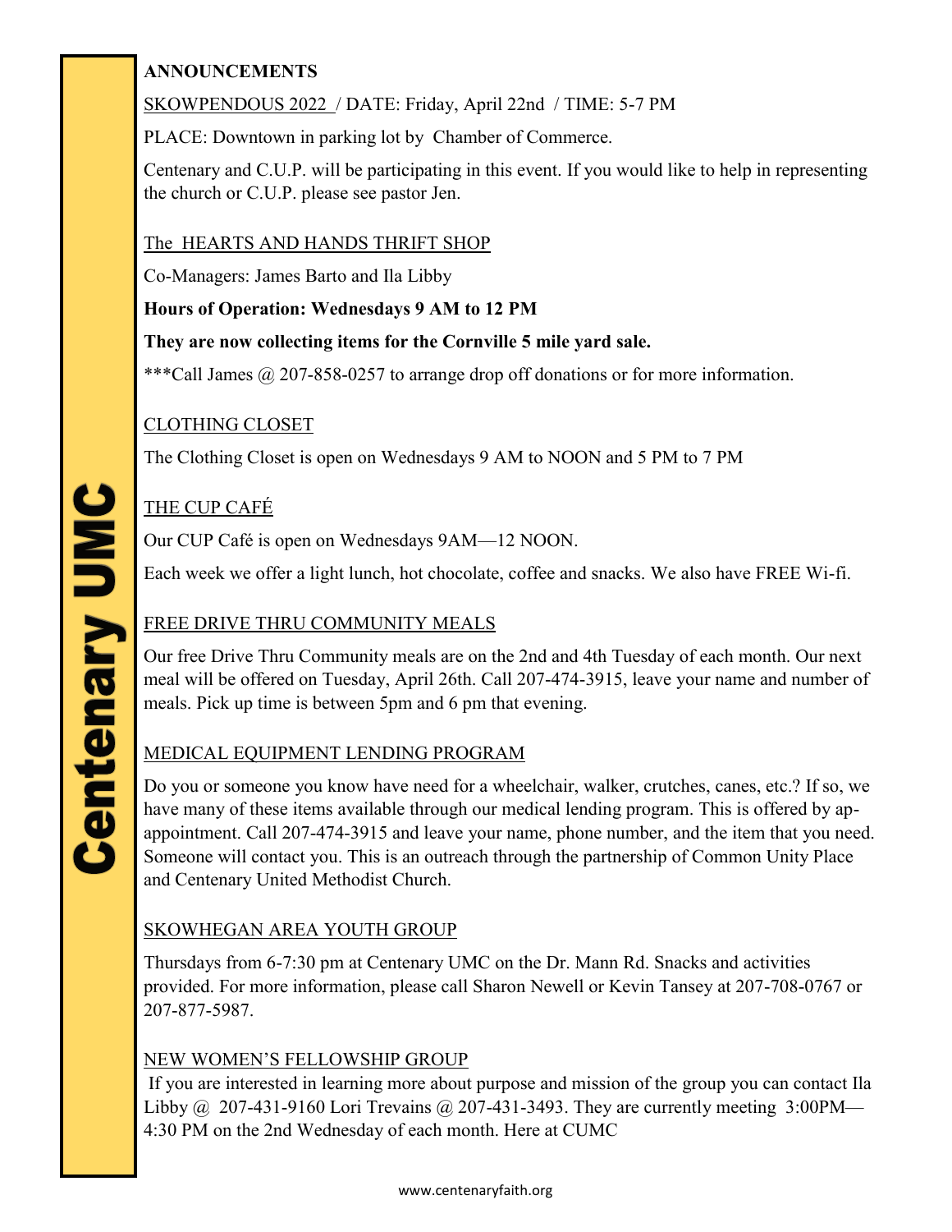# ANNOUNCEMENTS

SKOWPENDOUS 2022 / DATE: Friday, April 22nd / TIME: 5-7 PM

PLACE: Downtown in parking lot by Chamber of Commerce.

Centenary and C.U.P. will be participating in this event. If you would like to help in representing the church or C.U.P. please see pastor Jen.

## The HEARTS AND HANDS THRIFT SHOP

Co-Managers: James Barto and Ila Libby

**Hours of Operation: Wednesdays 9 AM to 12 PM**

**They are now collecting items for the Cornville 5 mile yard sale.**

***Call James @ 207-858-0257 to arrange drop off donations or for more information.

## CLOTHING CLOSET

The Clothing Closet is open on Wednesdays 9 AM to NOON and 5 PM to 7 PM

## THE CUP CAFÉ

Our CUP Café is open on Wednesdays 9AM—12 NOON.

Each week we offer a light lunch, hot chocolate, coffee and snacks. We also have FREE Wi-fi.

## FREE DRIVE THRU COMMUNITY MEALS

Our free Drive Thru Community meals are on the 2nd and 4th Tuesday of each month. Our next meal will be offered on Tuesday, April 26th. Call 207-474-3915, leave your name and number of meals. Pick up time is between 5pm and 6 pm that evening.

## MEDICAL EQUIPMENT LENDING PROGRAM

Do you or someone you know have need for a wheelchair, walker, crutches, canes, etc.? If so, we have many of these items available through our medical lending program. This is offered by appointment. Call 207-474-3915 and leave your name, phone number, and the item that you need. Someone will contact you. This is an outreach through the partnership of Common Unity Place and Centenary United Methodist Church.

## SKOWHEGAN AREA YOUTH GROUP

Thursdays from 6-7:30 pm at Centenary UMC on the Dr. Mann Rd. Snacks and activities provided. For more information, please call Sharon Newell or Kevin Tansey at 207-708-0767 or 207-877-5987.

## NEW WOMEN'S FELLOWSHIP GROUP

If you are interested in learning more about purpose and mission of the group you can contact Ila Libby @ 207-431-9160 Lori Trevains @ 207-431-3493. They are currently meeting 3:00PM—4:30 PM on the 2nd Wednesday of each month. Here at CUMC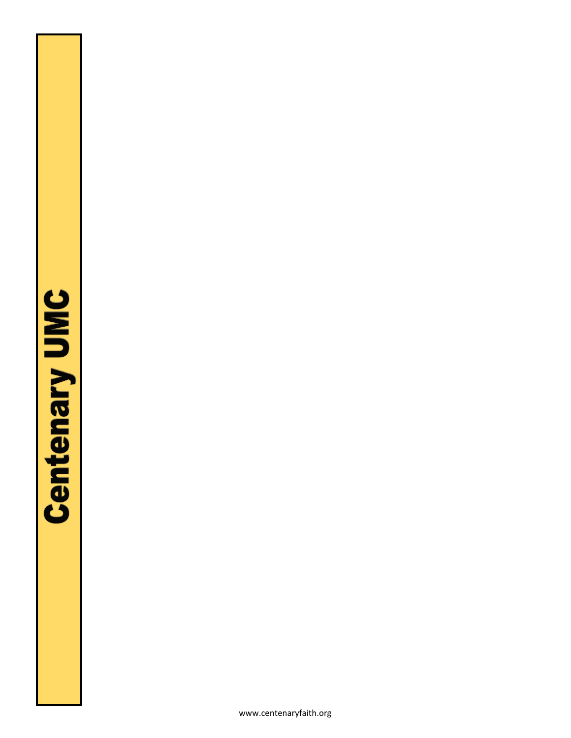Centenary UMC

www.centenaryfaith.org